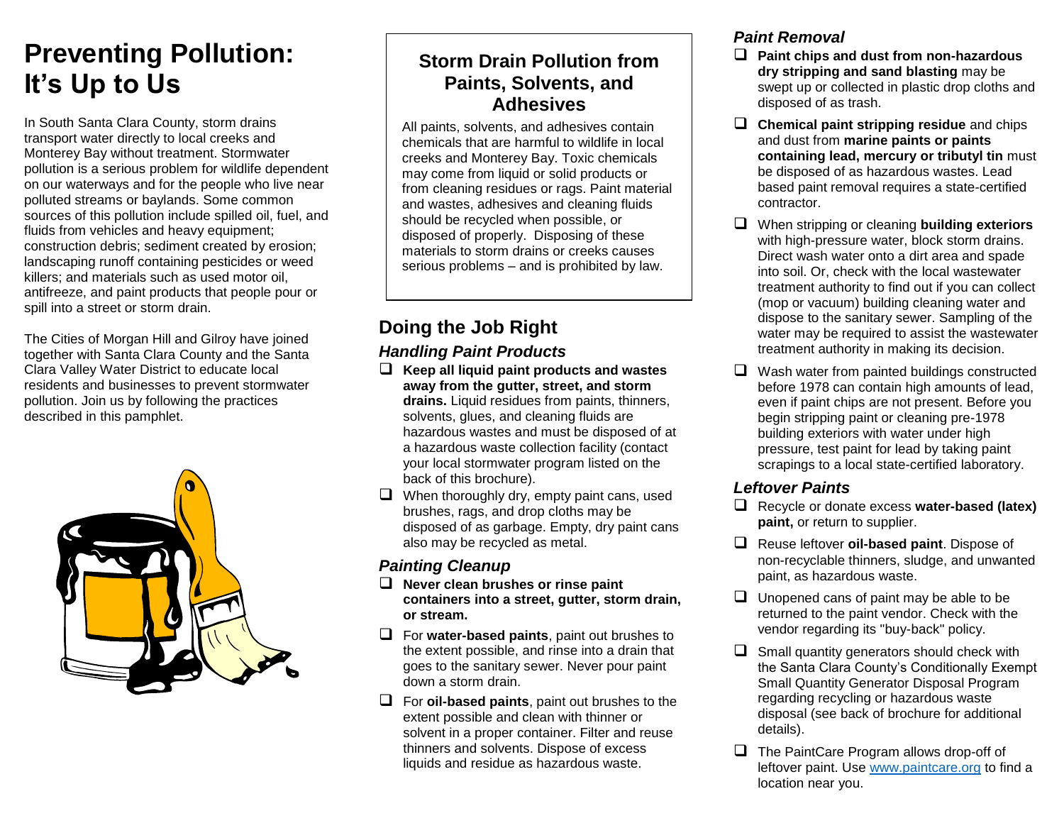# Preventing Pollution: It's Up to Us

In South Santa Clara County, storm drains transport water directly to local creeks and Monterey Bay without treatment. Stormwater pollution is a serious problem for wildlife dependent on our waterways and for the people who live near polluted streams or baylands. Some common sources of this pollution include spilled oil, fuel, and fluids from vehicles and heavy equipment; construction debris; sediment created by erosion; landscaping runoff containing pesticides or weed killers; and materials such as used motor oil, antifreeze, and paint products that people pour or spill into a street or storm drain.

The Cities of Morgan Hill and Gilroy have joined together with Santa Clara County and the Santa Clara Valley Water District to educate local residents and businesses to prevent stormwater pollution. Join us by following the practices described in this pamphlet.

## Storm Drain Pollution from Paints, Solvents, and Adhesives

All paints, solvents, and adhesives contain chemicals that are harmful to wildlife in local creeks and Monterey Bay. Toxic chemicals may come from liquid or solid products or from cleaning residues or rags. Paint material and wastes, adhesives and cleaning fluids should be recycled when possible, or disposed of properly. Disposing of these materials to storm drains or creeks causes serious problems – and is prohibited by law.

## Doing the Job Right

### *Handling Paint Products*

- ❑ **Keep all liquid paint products and wastes away from the gutter, street, and storm drains.** Liquid residues from paints, thinners, solvents, glues, and cleaning fluids are hazardous wastes and must be disposed of at a hazardous waste collection facility (contact your local stormwater program listed on the back of this brochure).
- ❑ When thoroughly dry, empty paint cans, used brushes, rags, and drop cloths may be disposed of as garbage. Empty, dry paint cans also may be recycled as metal.

### *Painting Cleanup*

- ❑ **Never clean brushes or rinse paint containers into a street, gutter, storm drain, or stream.**
- ❑ For **water-based paints**, paint out brushes to the extent possible, and rinse into a drain that goes to the sanitary sewer. Never pour paint down a storm drain.
- ❑ For **oil-based paints**, paint out brushes to the extent possible and clean with thinner or solvent in a proper container. Filter and reuse thinners and solvents. Dispose of excess liquids and residue as hazardous waste.

### *Paint Removal*

- ❑ **Paint chips and dust from non-hazardous dry stripping and sand blasting** may be swept up or collected in plastic drop cloths and disposed of as trash.
- ❑ **Chemical paint stripping residue** and chips and dust from **marine paints or paints containing lead, mercury or tributyl tin** must be disposed of as hazardous wastes. Lead based paint removal requires a state-certified contractor.
- ❑ When stripping or cleaning **building exteriors** with high-pressure water, block storm drains. Direct wash water onto a dirt area and spade into soil. Or, check with the local wastewater treatment authority to find out if you can collect (mop or vacuum) building cleaning water and dispose to the sanitary sewer. Sampling of the water may be required to assist the wastewater treatment authority in making its decision.
- ❑ Wash water from painted buildings constructed before 1978 can contain high amounts of lead, even if paint chips are not present. Before you begin stripping paint or cleaning pre-1978 building exteriors with water under high pressure, test paint for lead by taking paint scrapings to a local state-certified laboratory.

### *Leftover Paints*

- ❑ Recycle or donate excess **water-based (latex) paint,** or return to supplier.
- ❑ Reuse leftover **oil-based paint**. Dispose of non-recyclable thinners, sludge, and unwanted paint, as hazardous waste.
- ❑ Unopened cans of paint may be able to be returned to the paint vendor. Check with the vendor regarding its "buy-back" policy.
- ❑ Small quantity generators should check with the Santa Clara County's Conditionally Exempt Small Quantity Generator Disposal Program regarding recycling or hazardous waste disposal (see back of brochure for additional details).
- ❑ The PaintCare Program allows drop-off of leftover paint. Use www.paintcare.org to find a location near you.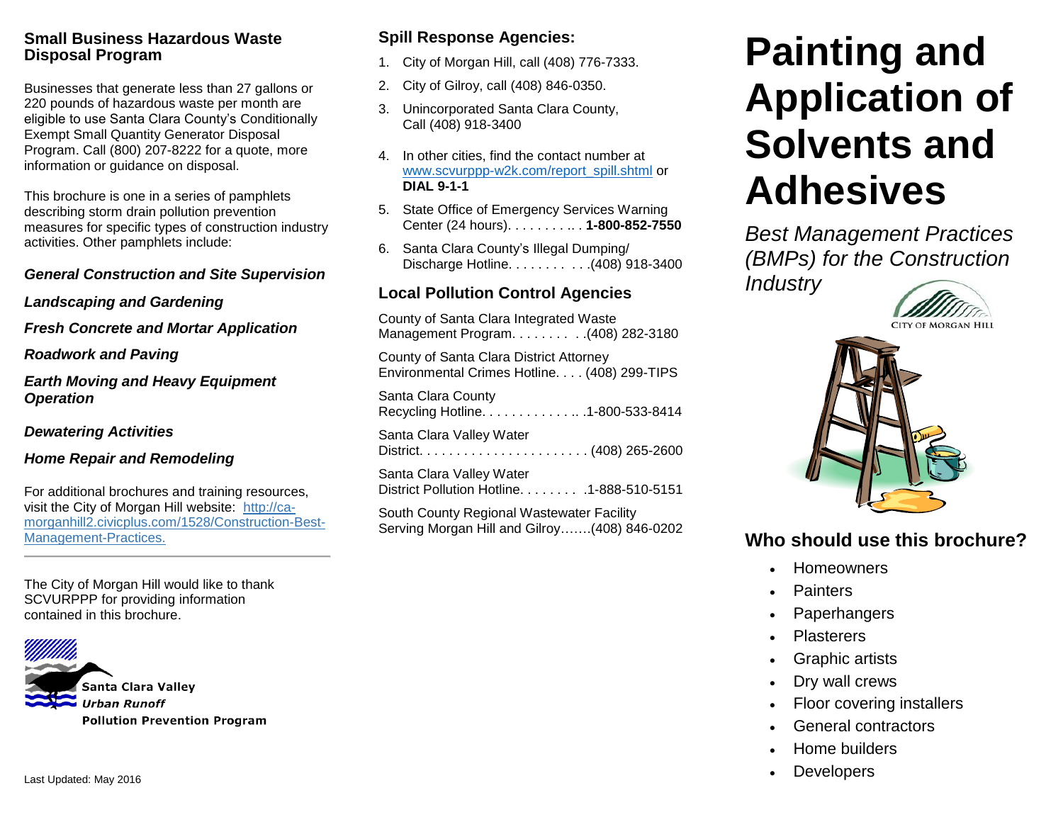## Small Business Hazardous Waste Disposal Program

Businesses that generate less than 27 gallons or 220 pounds of hazardous waste per month are eligible to use Santa Clara County's Conditionally Exempt Small Quantity Generator Disposal Program. Call (800) 207-8222 for a quote, more information or guidance on disposal.

This brochure is one in a series of pamphlets describing storm drain pollution prevention measures for specific types of construction industry activities. Other pamphlets include:

***General Construction and Site Supervision***

***Landscaping and Gardening***

***Fresh Concrete and Mortar Application***

***Roadwork and Paving***

***Earth Moving and Heavy Equipment Operation***

***Dewatering Activities***

***Home Repair and Remodeling***

For additional brochures and training resources, visit the City of Morgan Hill website: http://ca-morganhill2.civicplus.com/1528/Construction-Best-Management-Practices.

---

The City of Morgan Hill would like to thank SCVURPPP for providing information contained in this brochure.

Santa Clara Valley
*Urban Runoff*
Pollution Prevention Program

Last Updated: May 2016

## Spill Response Agencies:

1. City of Morgan Hill, call (408) 776-7333.
2. City of Gilroy, call (408) 846-0350.
3. Unincorporated Santa Clara County, Call (408) 918-3400
4. In other cities, find the contact number at www.scvurppp-w2k.com/report_spill.shtml or **DIAL 9-1-1**
5. State Office of Emergency Services Warning Center (24 hours). . . . . . . . .. . **1-800-852-7550**
6. Santa Clara County's Illegal Dumping/ Discharge Hotline. . . . . . . . . . .(408) 918-3400

## Local Pollution Control Agencies

County of Santa Clara Integrated Waste Management Program. . . . . . . . . .(408) 282-3180

County of Santa Clara District Attorney Environmental Crimes Hotline. . . . (408) 299-TIPS

Santa Clara County Recycling Hotline. . . . . . . . . . . . .. .1-800-533-8414

Santa Clara Valley Water District. . . . . . . . . . . . . . . . . . . . . . . (408) 265-2600

Santa Clara Valley Water District Pollution Hotline. . . . . . . . .1-888-510-5151

South County Regional Wastewater Facility Serving Morgan Hill and Gilroy…….(408) 846-0202

# Painting and Application of Solvents and Adhesives

*Best Management Practices (BMPs) for the Construction Industry*

CITY OF MORGAN HILL

## Who should use this brochure?

- Homeowners
- Painters
- Paperhangers
- Plasterers
- Graphic artists
- Dry wall crews
- Floor covering installers
- General contractors
- Home builders
- Developers